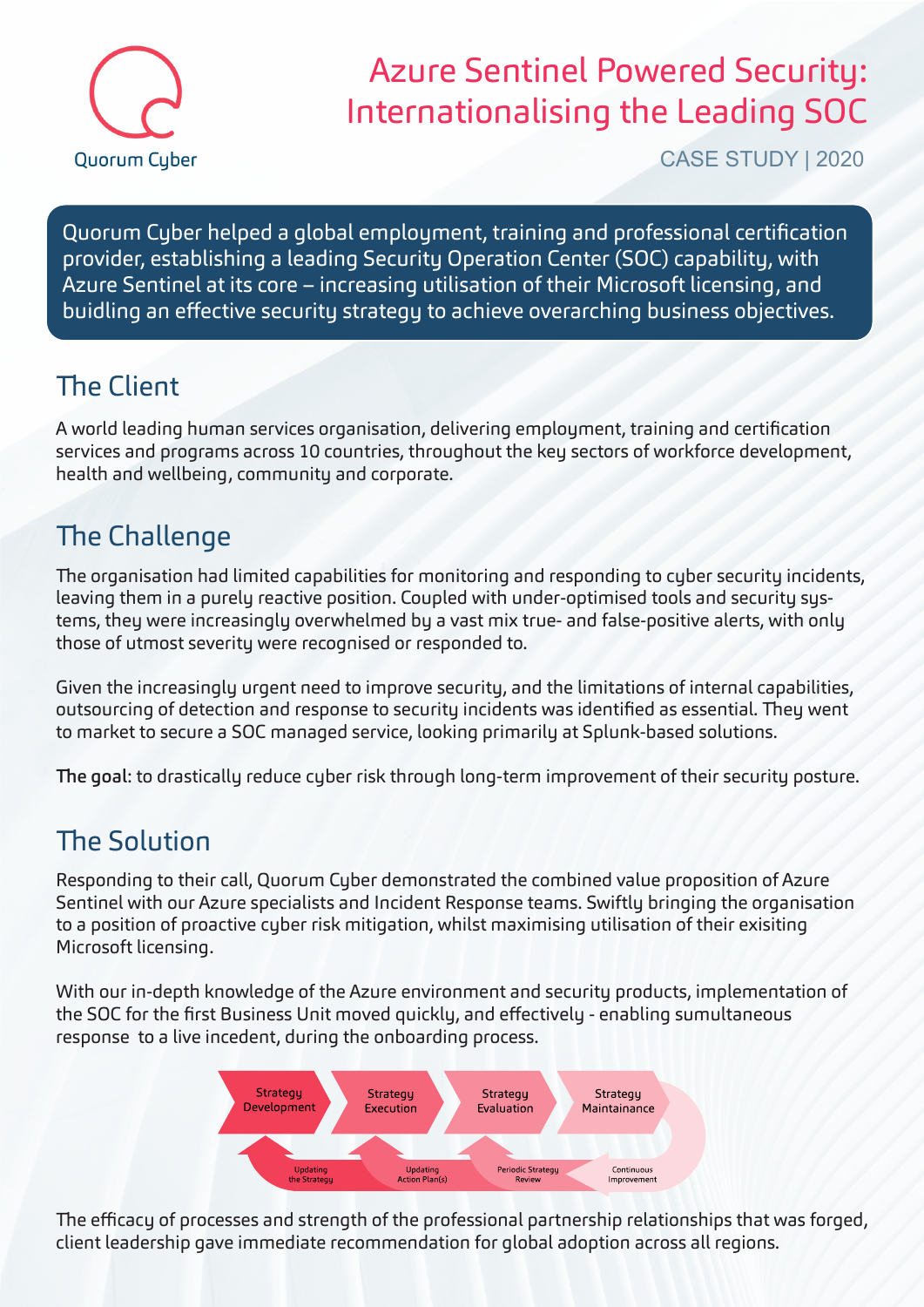Quorum Cyber

# Azure Sentinel Powered Security: Internationalising the Leading SOC

CASE STUDY | 2020

Quorum Cyber helped a global employment, training and professional certification provider, establishing a leading Security Operation Center (SOC) capability, with Azure Sentinel at its core – increasing utilisation of their Microsoft licensing, and buidling an effective security strategy to achieve overarching business objectives.

## The Client

A world leading human services organisation, delivering employment, training and certification services and programs across 10 countries, throughout the key sectors of workforce development, health and wellbeing, community and corporate.

## The Challenge

The organisation had limited capabilities for monitoring and responding to cyber security incidents, leaving them in a purely reactive position. Coupled with under-optimised tools and security systems, they were increasingly overwhelmed by a vast mix true- and false-positive alerts, with only those of utmost severity were recognised or responded to.

Given the increasingly urgent need to improve security, and the limitations of internal capabilities, outsourcing of detection and response to security incidents was identified as essential. They went to market to secure a SOC managed service, looking primarily at Splunk-based solutions.

**The goal**: to drastically reduce cyber risk through long-term improvement of their security posture.

## The Solution

Responding to their call, Quorum Cyber demonstrated the combined value proposition of Azure Sentinel with our Azure specialists and Incident Response teams. Swiftly bringing the organisation to a position of proactive cyber risk mitigation, whilst maximising utilisation of their exisiting Microsoft licensing.

With our in-depth knowledge of the Azure environment and security products, implementation of the SOC for the first Business Unit moved quickly, and effectively - enabling sumultaneous response to a live incedent, during the onboarding process.

Strategy Development → Strategy Execution → Strategy Evaluation → Strategy Maintainance

Continuous Improvement → Periodic Strategy Review → Updating Action Plan(s) → Updating the Strategy

The efficacy of processes and strength of the professional partnership relationships that was forged, client leadership gave immediate recommendation for global adoption across all regions.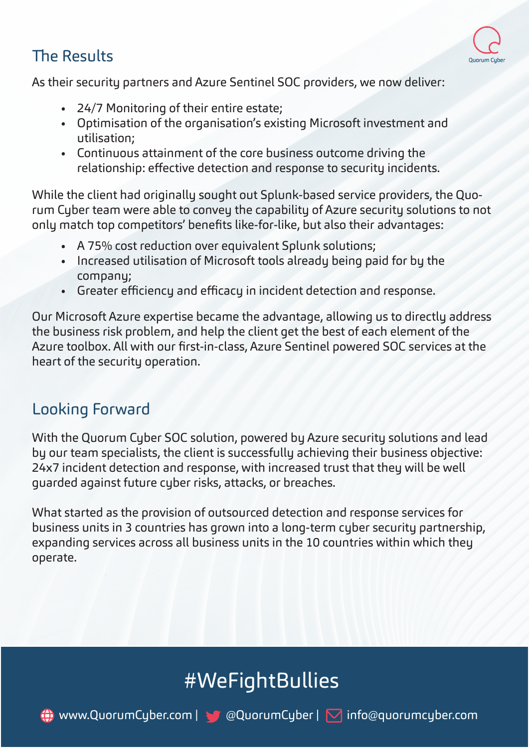## The Results

As their security partners and Azure Sentinel SOC providers, we now deliver:

- 24/7 Monitoring of their entire estate;
- Optimisation of the organisation's existing Microsoft investment and utilisation;
- Continuous attainment of the core business outcome driving the relationship: effective detection and response to security incidents.

While the client had originally sought out Splunk-based service providers, the Quorum Cyber team were able to convey the capability of Azure security solutions to not only match top competitors' benefits like-for-like, but also their advantages:

- A 75% cost reduction over equivalent Splunk solutions;
- Increased utilisation of Microsoft tools already being paid for by the company;
- Greater efficiency and efficacy in incident detection and response.

Our Microsoft Azure expertise became the advantage, allowing us to directly address the business risk problem, and help the client get the best of each element of the Azure toolbox. All with our first-in-class, Azure Sentinel powered SOC services at the heart of the security operation.

## Looking Forward

With the Quorum Cyber SOC solution, powered by Azure security solutions and lead by our team specialists, the client is successfully achieving their business objective: 24x7 incident detection and response, with increased trust that they will be well guarded against future cyber risks, attacks, or breaches.

What started as the provision of outsourced detection and response services for business units in 3 countries has grown into a long-term cyber security partnership, expanding services across all business units in the 10 countries within which they operate.

#WeFightBullies

www.QuorumCyber.com | @QuorumCyber | info@quorumcyber.com